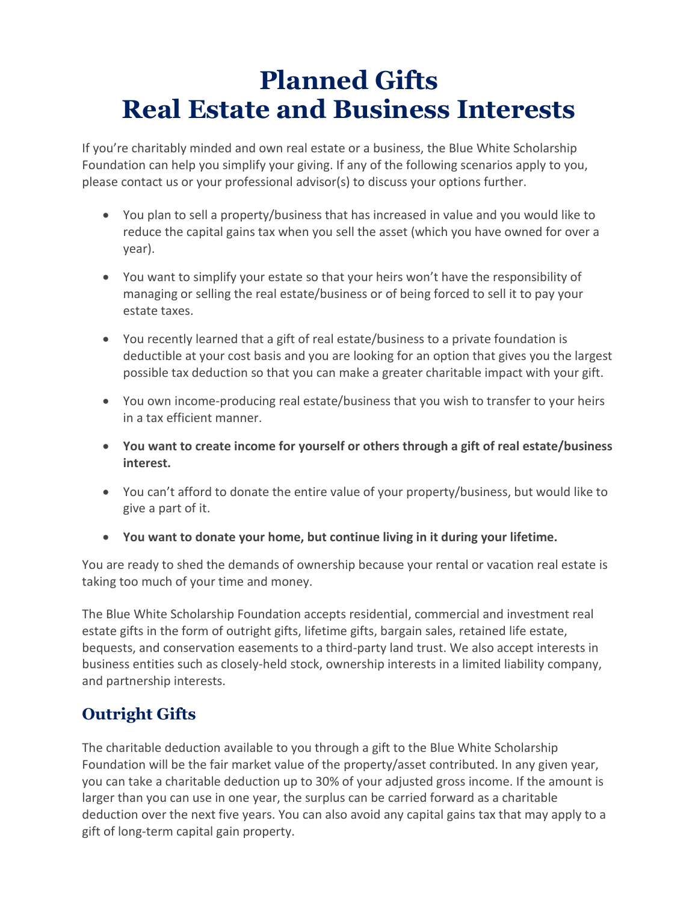# Planned Gifts
# Real Estate and Business Interests

If you're charitably minded and own real estate or a business, the Blue White Scholarship Foundation can help you simplify your giving. If any of the following scenarios apply to you, please contact us or your professional advisor(s) to discuss your options further.

- You plan to sell a property/business that has increased in value and you would like to reduce the capital gains tax when you sell the asset (which you have owned for over a year).
- You want to simplify your estate so that your heirs won't have the responsibility of managing or selling the real estate/business or of being forced to sell it to pay your estate taxes.
- You recently learned that a gift of real estate/business to a private foundation is deductible at your cost basis and you are looking for an option that gives you the largest possible tax deduction so that you can make a greater charitable impact with your gift.
- You own income-producing real estate/business that you wish to transfer to your heirs in a tax efficient manner.
- **You want to create income for yourself or others through a gift of real estate/business interest.**
- You can't afford to donate the entire value of your property/business, but would like to give a part of it.
- **You want to donate your home, but continue living in it during your lifetime.**

You are ready to shed the demands of ownership because your rental or vacation real estate is taking too much of your time and money.

The Blue White Scholarship Foundation accepts residential, commercial and investment real estate gifts in the form of outright gifts, lifetime gifts, bargain sales, retained life estate, bequests, and conservation easements to a third-party land trust. We also accept interests in business entities such as closely-held stock, ownership interests in a limited liability company, and partnership interests.

## Outright Gifts

The charitable deduction available to you through a gift to the Blue White Scholarship Foundation will be the fair market value of the property/asset contributed. In any given year, you can take a charitable deduction up to 30% of your adjusted gross income. If the amount is larger than you can use in one year, the surplus can be carried forward as a charitable deduction over the next five years. You can also avoid any capital gains tax that may apply to a gift of long-term capital gain property.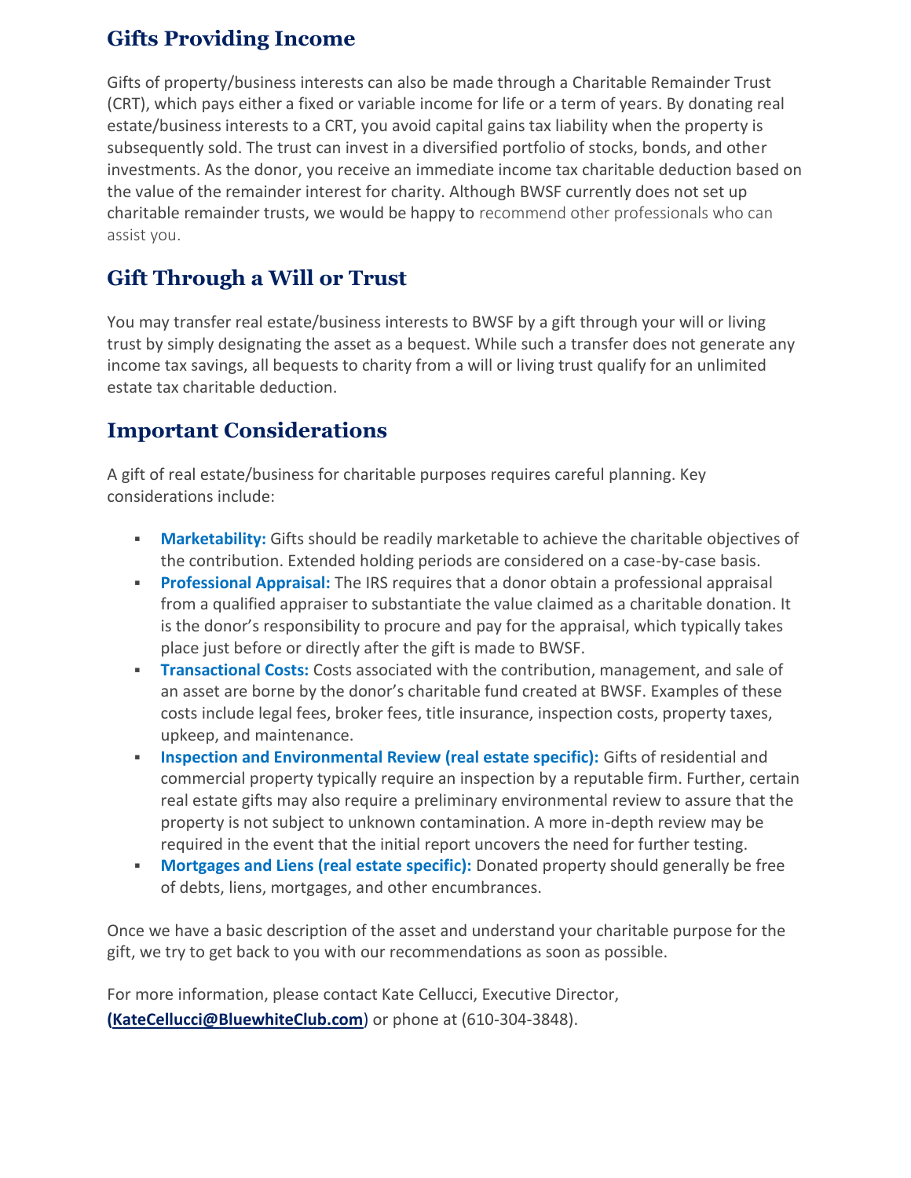## Gifts Providing Income

Gifts of property/business interests can also be made through a Charitable Remainder Trust (CRT), which pays either a fixed or variable income for life or a term of years. By donating real estate/business interests to a CRT, you avoid capital gains tax liability when the property is subsequently sold. The trust can invest in a diversified portfolio of stocks, bonds, and other investments. As the donor, you receive an immediate income tax charitable deduction based on the value of the remainder interest for charity. Although BWSF currently does not set up charitable remainder trusts, we would be happy to recommend other professionals who can assist you.

## Gift Through a Will or Trust

You may transfer real estate/business interests to BWSF by a gift through your will or living trust by simply designating the asset as a bequest. While such a transfer does not generate any income tax savings, all bequests to charity from a will or living trust qualify for an unlimited estate tax charitable deduction.

## Important Considerations

A gift of real estate/business for charitable purposes requires careful planning. Key considerations include:

- **Marketability:** Gifts should be readily marketable to achieve the charitable objectives of the contribution. Extended holding periods are considered on a case-by-case basis.
- **Professional Appraisal:** The IRS requires that a donor obtain a professional appraisal from a qualified appraiser to substantiate the value claimed as a charitable donation. It is the donor's responsibility to procure and pay for the appraisal, which typically takes place just before or directly after the gift is made to BWSF.
- **Transactional Costs:** Costs associated with the contribution, management, and sale of an asset are borne by the donor's charitable fund created at BWSF. Examples of these costs include legal fees, broker fees, title insurance, inspection costs, property taxes, upkeep, and maintenance.
- **Inspection and Environmental Review (real estate specific):** Gifts of residential and commercial property typically require an inspection by a reputable firm. Further, certain real estate gifts may also require a preliminary environmental review to assure that the property is not subject to unknown contamination. A more in-depth review may be required in the event that the initial report uncovers the need for further testing.
- **Mortgages and Liens (real estate specific):** Donated property should generally be free of debts, liens, mortgages, and other encumbrances.

Once we have a basic description of the asset and understand your charitable purpose for the gift, we try to get back to you with our recommendations as soon as possible.

For more information, please contact Kate Cellucci, Executive Director, **(KateCellucci@BluewhiteClub.com**) or phone at (610-304-3848).